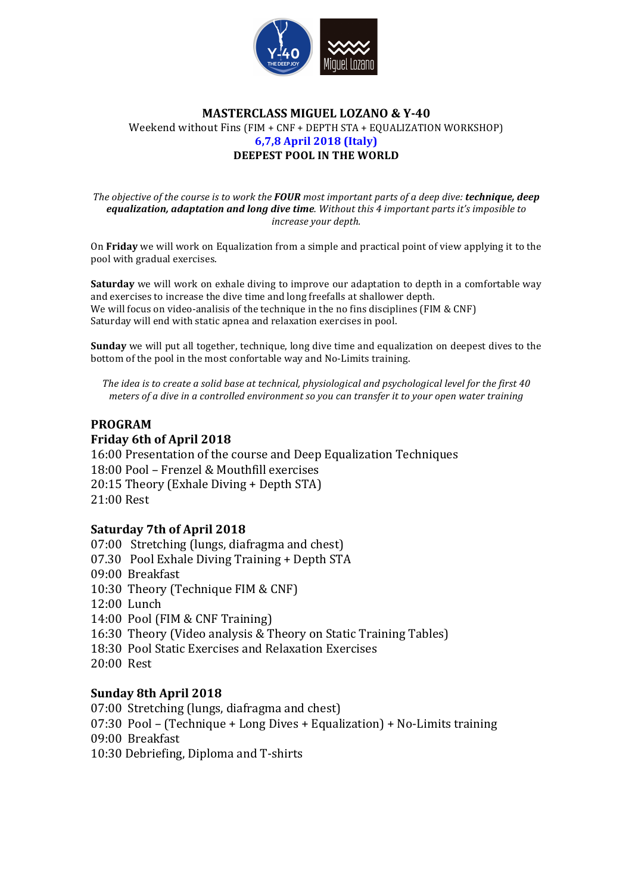# MASTERCLASS MIGUEL LOZANO & Y-40

Weekend without Fins (FIM + CNF + DEPTH STA + EQUALIZATION WORKSHOP)

**6,7,8 April 2018 (Italy)**

**DEEPEST POOL IN THE WORLD**

*The objective of the course is to work the **FOUR** most important parts of a deep dive: **technique, deep equalization, adaptation and long dive time**. Without this 4 important parts it's impossible to increase your depth.*

On **Friday** we will work on Equalization from a simple and practical point of view applying it to the pool with gradual exercises.

**Saturday** we will work on exhale diving to improve our adaptation to depth in a comfortable way and exercises to increase the dive time and long freefalls at shallower depth.
We will focus on video-analisis of the technique in the no fins disciplines (FIM & CNF)
Saturday will end with static apnea and relaxation exercises in pool.

**Sunday** we will put all together, technique, long dive time and equalization on deepest dives to the bottom of the pool in the most confortable way and No-Limits training.

*The idea is to create a solid base at technical, physiological and psychological level for the first 40 meters of a dive in a controlled environment so you can transfer it to your open water training*

## PROGRAM

### Friday 6th of April 2018

16:00 Presentation of the course and Deep Equalization Techniques
18:00 Pool – Frenzel & Mouthfill exercises
20:15 Theory (Exhale Diving + Depth STA)
21:00 Rest

### Saturday 7th of April 2018

07:00 Stretching (lungs, diafragma and chest)
07.30 Pool Exhale Diving Training + Depth STA
09:00 Breakfast
10:30 Theory (Technique FIM & CNF)
12:00 Lunch
14:00 Pool (FIM & CNF Training)
16:30 Theory (Video analysis & Theory on Static Training Tables)
18:30 Pool Static Exercises and Relaxation Exercises
20:00 Rest

### Sunday 8th April 2018

07:00 Stretching (lungs, diafragma and chest)
07:30 Pool – (Technique + Long Dives + Equalization) + No-Limits training
09:00 Breakfast
10:30 Debriefing, Diploma and T-shirts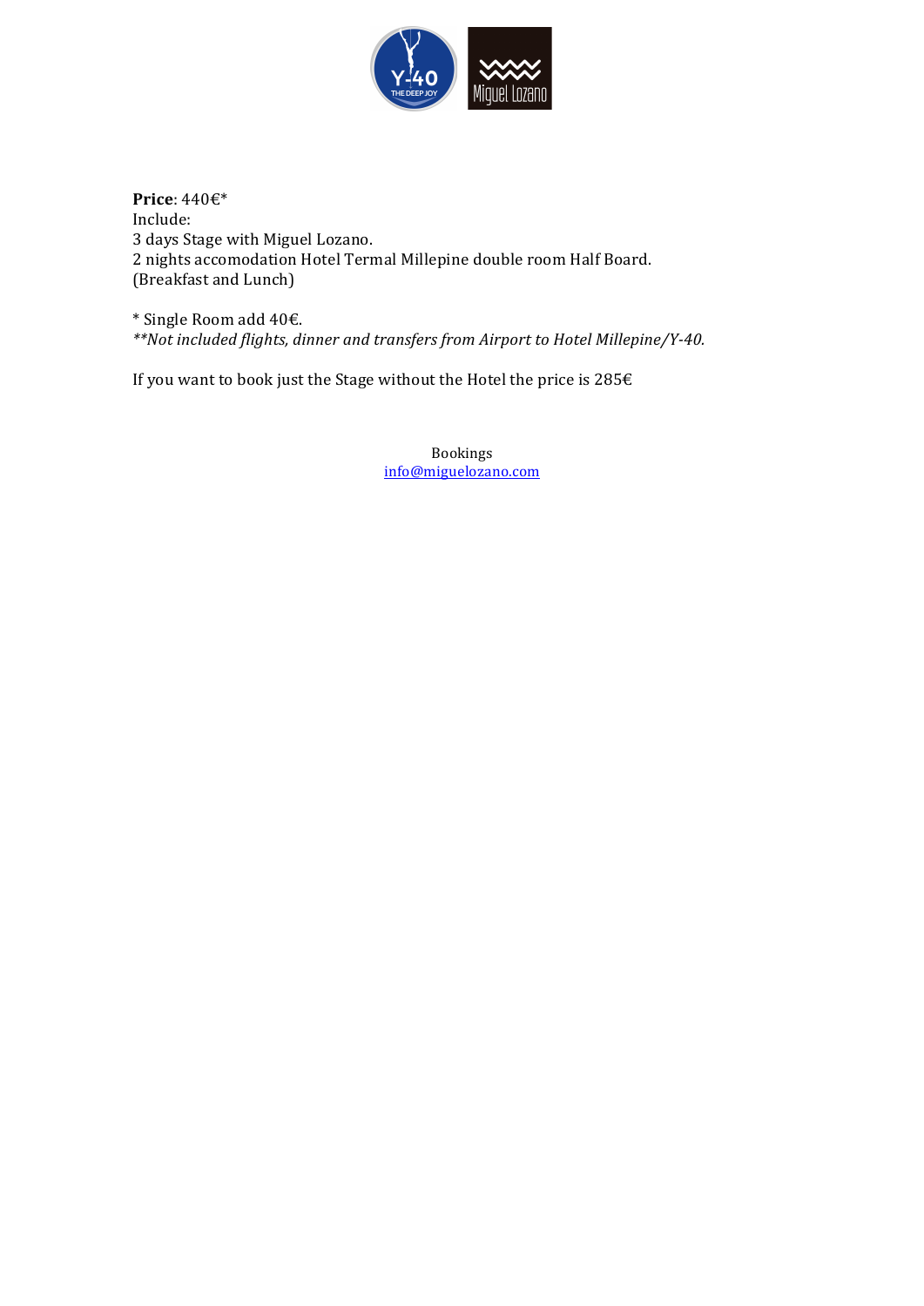**Price**: 440€*
Include:
3 days Stage with Miguel Lozano.
2 nights accomodation Hotel Termal Millepine double room Half Board.
(Breakfast and Lunch)

* Single Room add 40€.
*\*\*Not included flights, dinner and transfers from Airport to Hotel Millepine/Y-40.*

If you want to book just the Stage without the Hotel the price is 285€

Bookings
info@miguelozano.com